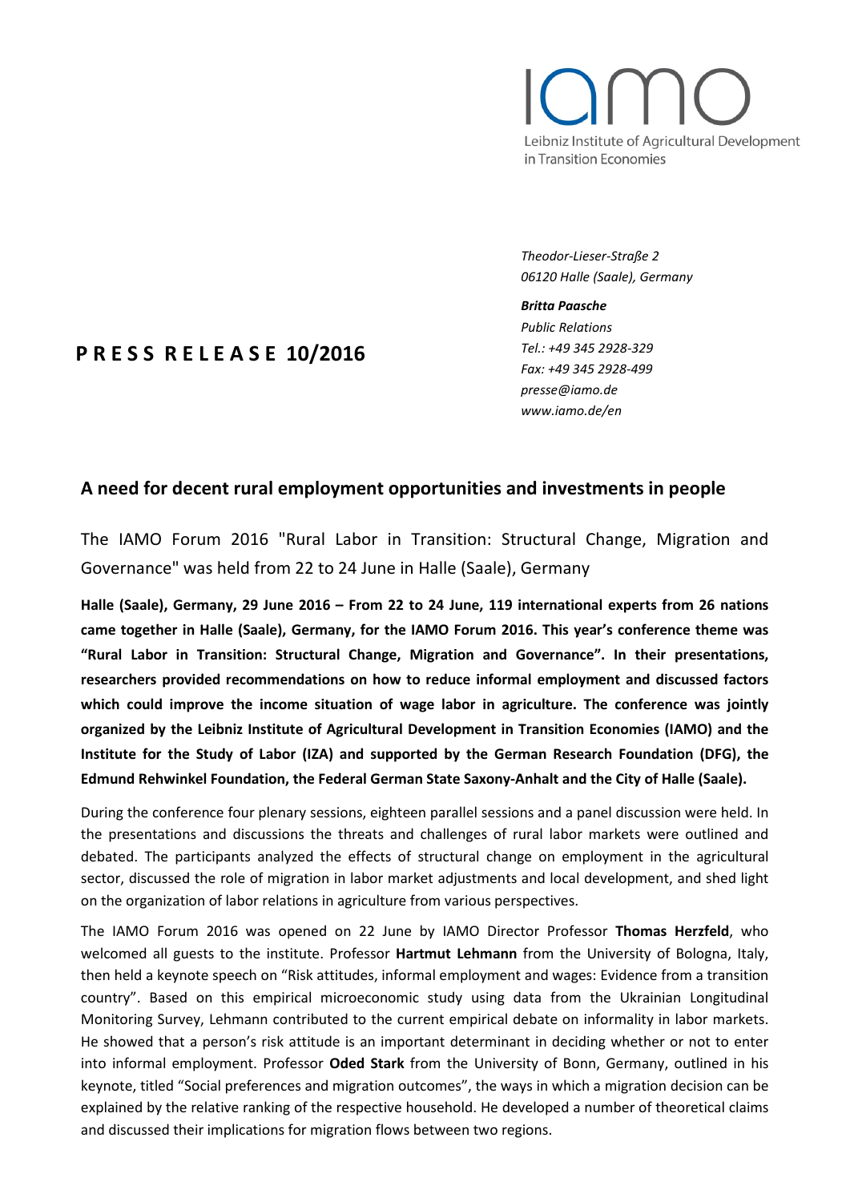iamo

Leibniz Institute of Agricultural Development in Transition Economies

*Theodor-Lieser-Straße 2*
*06120 Halle (Saale), Germany*

***Britta Paasche***
*Public Relations*
*Tel.: +49 345 2928-329*
*Fax: +49 345 2928-499*
*presse@iamo.de*
*www.iamo.de/en*

# PRESS RELEASE 10/2016

## A need for decent rural employment opportunities and investments in people

The IAMO Forum 2016 "Rural Labor in Transition: Structural Change, Migration and Governance" was held from 22 to 24 June in Halle (Saale), Germany

**Halle (Saale), Germany, 29 June 2016 – From 22 to 24 June, 119 international experts from 26 nations came together in Halle (Saale), Germany, for the IAMO Forum 2016. This year's conference theme was "Rural Labor in Transition: Structural Change, Migration and Governance". In their presentations, researchers provided recommendations on how to reduce informal employment and discussed factors which could improve the income situation of wage labor in agriculture. The conference was jointly organized by the Leibniz Institute of Agricultural Development in Transition Economies (IAMO) and the Institute for the Study of Labor (IZA) and supported by the German Research Foundation (DFG), the Edmund Rehwinkel Foundation, the Federal German State Saxony-Anhalt and the City of Halle (Saale).**

During the conference four plenary sessions, eighteen parallel sessions and a panel discussion were held. In the presentations and discussions the threats and challenges of rural labor markets were outlined and debated. The participants analyzed the effects of structural change on employment in the agricultural sector, discussed the role of migration in labor market adjustments and local development, and shed light on the organization of labor relations in agriculture from various perspectives.

The IAMO Forum 2016 was opened on 22 June by IAMO Director Professor **Thomas Herzfeld**, who welcomed all guests to the institute. Professor **Hartmut Lehmann** from the University of Bologna, Italy, then held a keynote speech on "Risk attitudes, informal employment and wages: Evidence from a transition country". Based on this empirical microeconomic study using data from the Ukrainian Longitudinal Monitoring Survey, Lehmann contributed to the current empirical debate on informality in labor markets. He showed that a person's risk attitude is an important determinant in deciding whether or not to enter into informal employment. Professor **Oded Stark** from the University of Bonn, Germany, outlined in his keynote, titled "Social preferences and migration outcomes", the ways in which a migration decision can be explained by the relative ranking of the respective household. He developed a number of theoretical claims and discussed their implications for migration flows between two regions.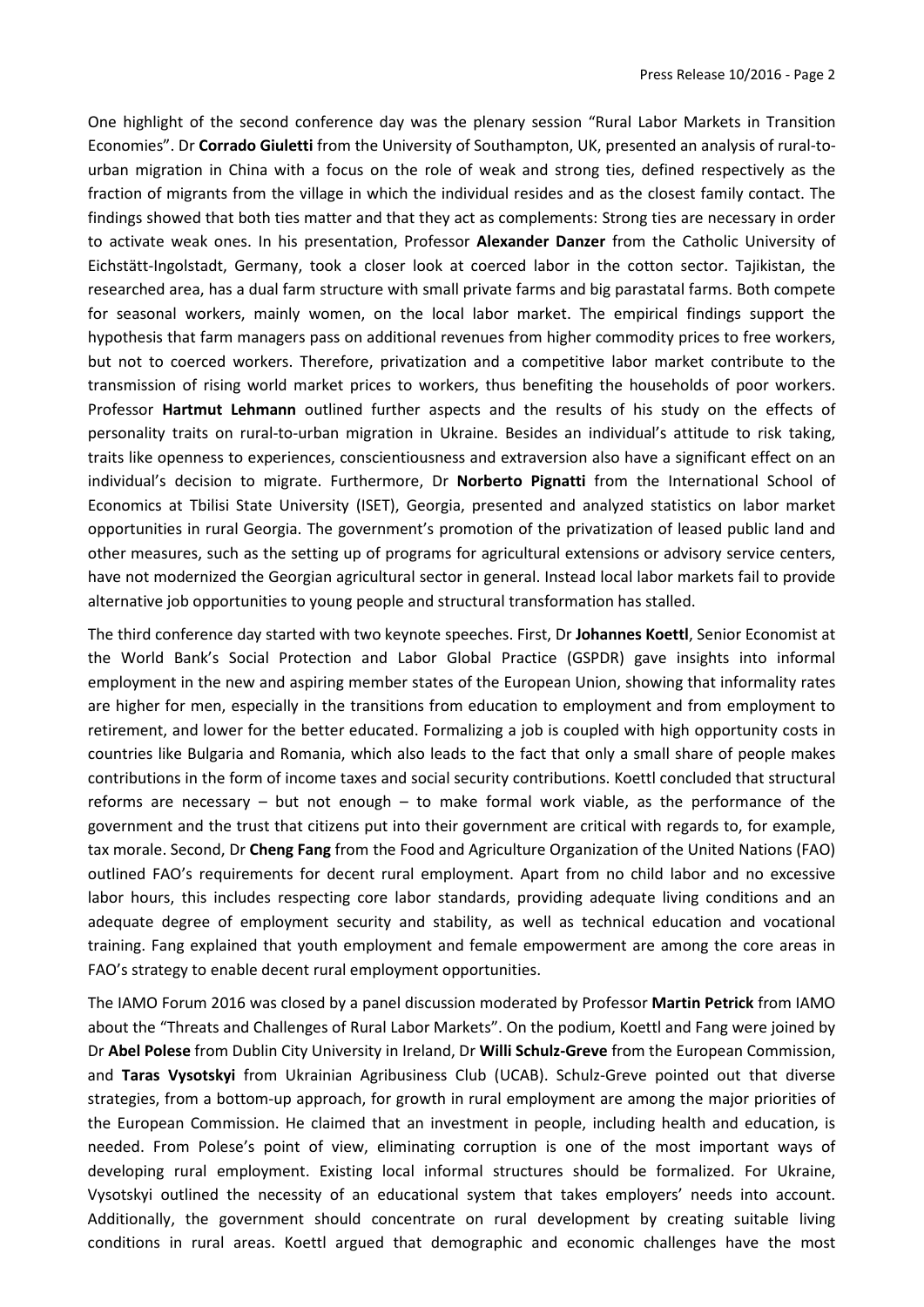One highlight of the second conference day was the plenary session "Rural Labor Markets in Transition Economies". Dr **Corrado Giuletti** from the University of Southampton, UK, presented an analysis of rural-to-urban migration in China with a focus on the role of weak and strong ties, defined respectively as the fraction of migrants from the village in which the individual resides and as the closest family contact. The findings showed that both ties matter and that they act as complements: Strong ties are necessary in order to activate weak ones. In his presentation, Professor **Alexander Danzer** from the Catholic University of Eichstätt-Ingolstadt, Germany, took a closer look at coerced labor in the cotton sector. Tajikistan, the researched area, has a dual farm structure with small private farms and big parastatal farms. Both compete for seasonal workers, mainly women, on the local labor market. The empirical findings support the hypothesis that farm managers pass on additional revenues from higher commodity prices to free workers, but not to coerced workers. Therefore, privatization and a competitive labor market contribute to the transmission of rising world market prices to workers, thus benefiting the households of poor workers. Professor **Hartmut Lehmann** outlined further aspects and the results of his study on the effects of personality traits on rural-to-urban migration in Ukraine. Besides an individual's attitude to risk taking, traits like openness to experiences, conscientiousness and extraversion also have a significant effect on an individual's decision to migrate. Furthermore, Dr **Norberto Pignatti** from the International School of Economics at Tbilisi State University (ISET), Georgia, presented and analyzed statistics on labor market opportunities in rural Georgia. The government's promotion of the privatization of leased public land and other measures, such as the setting up of programs for agricultural extensions or advisory service centers, have not modernized the Georgian agricultural sector in general. Instead local labor markets fail to provide alternative job opportunities to young people and structural transformation has stalled.

The third conference day started with two keynote speeches. First, Dr **Johannes Koettl**, Senior Economist at the World Bank's Social Protection and Labor Global Practice (GSPDR) gave insights into informal employment in the new and aspiring member states of the European Union, showing that informality rates are higher for men, especially in the transitions from education to employment and from employment to retirement, and lower for the better educated. Formalizing a job is coupled with high opportunity costs in countries like Bulgaria and Romania, which also leads to the fact that only a small share of people makes contributions in the form of income taxes and social security contributions. Koettl concluded that structural reforms are necessary – but not enough – to make formal work viable, as the performance of the government and the trust that citizens put into their government are critical with regards to, for example, tax morale. Second, Dr **Cheng Fang** from the Food and Agriculture Organization of the United Nations (FAO) outlined FAO's requirements for decent rural employment. Apart from no child labor and no excessive labor hours, this includes respecting core labor standards, providing adequate living conditions and an adequate degree of employment security and stability, as well as technical education and vocational training. Fang explained that youth employment and female empowerment are among the core areas in FAO's strategy to enable decent rural employment opportunities.

The IAMO Forum 2016 was closed by a panel discussion moderated by Professor **Martin Petrick** from IAMO about the "Threats and Challenges of Rural Labor Markets". On the podium, Koettl and Fang were joined by Dr **Abel Polese** from Dublin City University in Ireland, Dr **Willi Schulz-Greve** from the European Commission, and **Taras Vysotskyi** from Ukrainian Agribusiness Club (UCAB). Schulz-Greve pointed out that diverse strategies, from a bottom-up approach, for growth in rural employment are among the major priorities of the European Commission. He claimed that an investment in people, including health and education, is needed. From Polese's point of view, eliminating corruption is one of the most important ways of developing rural employment. Existing local informal structures should be formalized. For Ukraine, Vysotskyi outlined the necessity of an educational system that takes employers' needs into account. Additionally, the government should concentrate on rural development by creating suitable living conditions in rural areas. Koettl argued that demographic and economic challenges have the most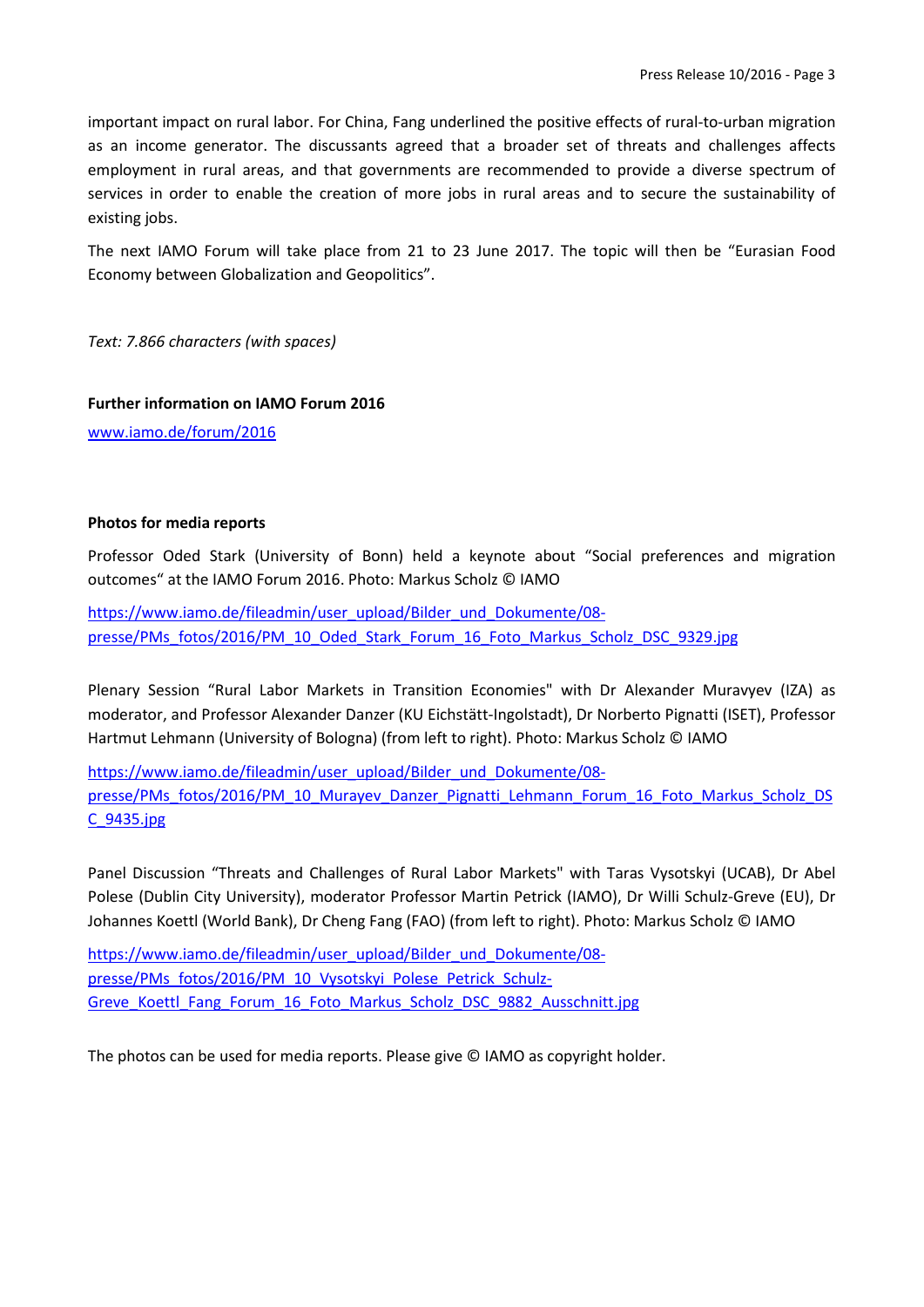important impact on rural labor. For China, Fang underlined the positive effects of rural-to-urban migration as an income generator. The discussants agreed that a broader set of threats and challenges affects employment in rural areas, and that governments are recommended to provide a diverse spectrum of services in order to enable the creation of more jobs in rural areas and to secure the sustainability of existing jobs.

The next IAMO Forum will take place from 21 to 23 June 2017. The topic will then be “Eurasian Food Economy between Globalization and Geopolitics”.

*Text: 7.866 characters (with spaces)*

**Further information on IAMO Forum 2016**

www.iamo.de/forum/2016

**Photos for media reports**

Professor Oded Stark (University of Bonn) held a keynote about “Social preferences and migration outcomes“ at the IAMO Forum 2016. Photo: Markus Scholz © IAMO

https://www.iamo.de/fileadmin/user_upload/Bilder_und_Dokumente/08-presse/PMs_fotos/2016/PM_10_Oded_Stark_Forum_16_Foto_Markus_Scholz_DSC_9329.jpg

Plenary Session “Rural Labor Markets in Transition Economies" with Dr Alexander Muravyev (IZA) as moderator, and Professor Alexander Danzer (KU Eichstätt-Ingolstadt), Dr Norberto Pignatti (ISET), Professor Hartmut Lehmann (University of Bologna) (from left to right). Photo: Markus Scholz © IAMO

https://www.iamo.de/fileadmin/user_upload/Bilder_und_Dokumente/08-presse/PMs_fotos/2016/PM_10_Murayev_Danzer_Pignatti_Lehmann_Forum_16_Foto_Markus_Scholz_DSC_9435.jpg

Panel Discussion “Threats and Challenges of Rural Labor Markets" with Taras Vysotskyi (UCAB), Dr Abel Polese (Dublin City University), moderator Professor Martin Petrick (IAMO), Dr Willi Schulz-Greve (EU), Dr Johannes Koettl (World Bank), Dr Cheng Fang (FAO) (from left to right). Photo: Markus Scholz © IAMO

https://www.iamo.de/fileadmin/user_upload/Bilder_und_Dokumente/08-presse/PMs_fotos/2016/PM_10_Vysotskyi_Polese_Petrick_Schulz-Greve_Koettl_Fang_Forum_16_Foto_Markus_Scholz_DSC_9882_Ausschnitt.jpg

The photos can be used for media reports. Please give © IAMO as copyright holder.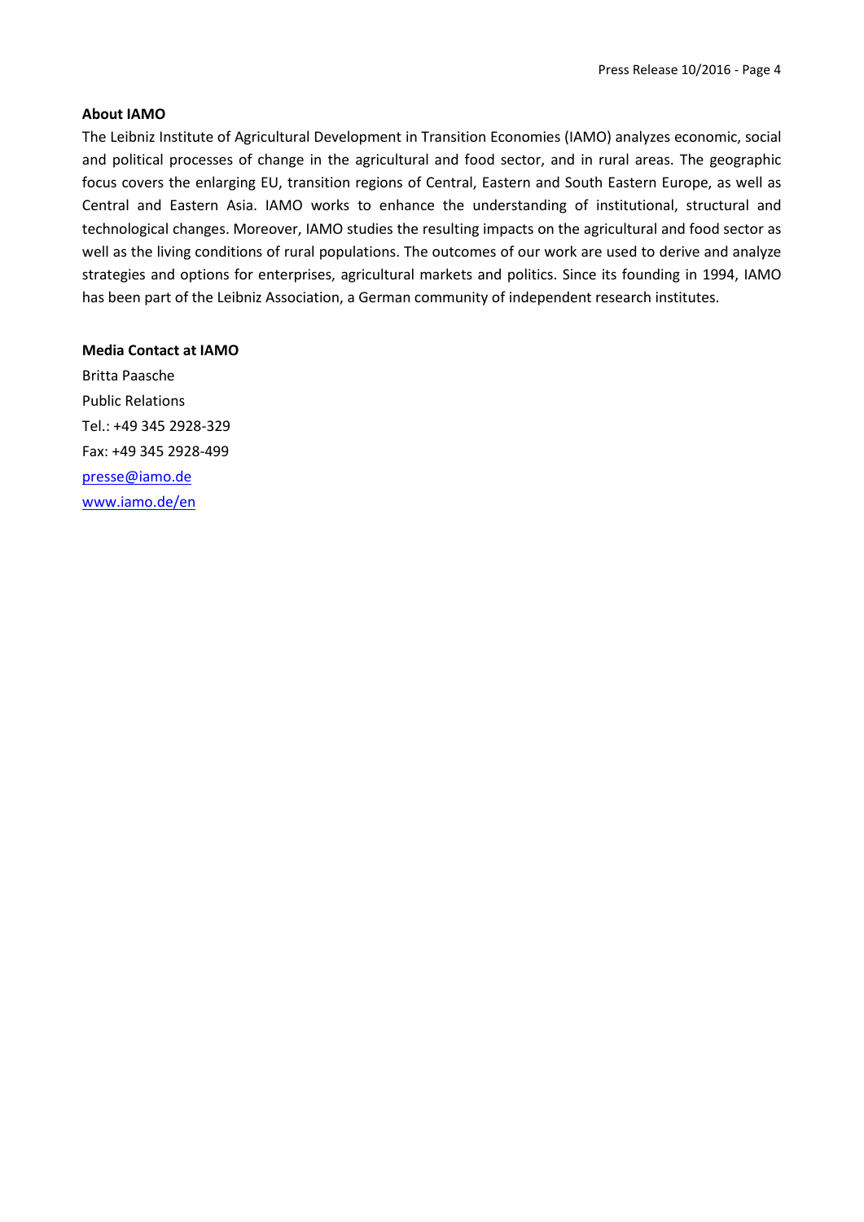**About IAMO**

The Leibniz Institute of Agricultural Development in Transition Economies (IAMO) analyzes economic, social and political processes of change in the agricultural and food sector, and in rural areas. The geographic focus covers the enlarging EU, transition regions of Central, Eastern and South Eastern Europe, as well as Central and Eastern Asia. IAMO works to enhance the understanding of institutional, structural and technological changes. Moreover, IAMO studies the resulting impacts on the agricultural and food sector as well as the living conditions of rural populations. The outcomes of our work are used to derive and analyze strategies and options for enterprises, agricultural markets and politics. Since its founding in 1994, IAMO has been part of the Leibniz Association, a German community of independent research institutes.

**Media Contact at IAMO**

Britta Paasche
Public Relations
Tel.: +49 345 2928-329
Fax: +49 345 2928-499
presse@iamo.de
www.iamo.de/en